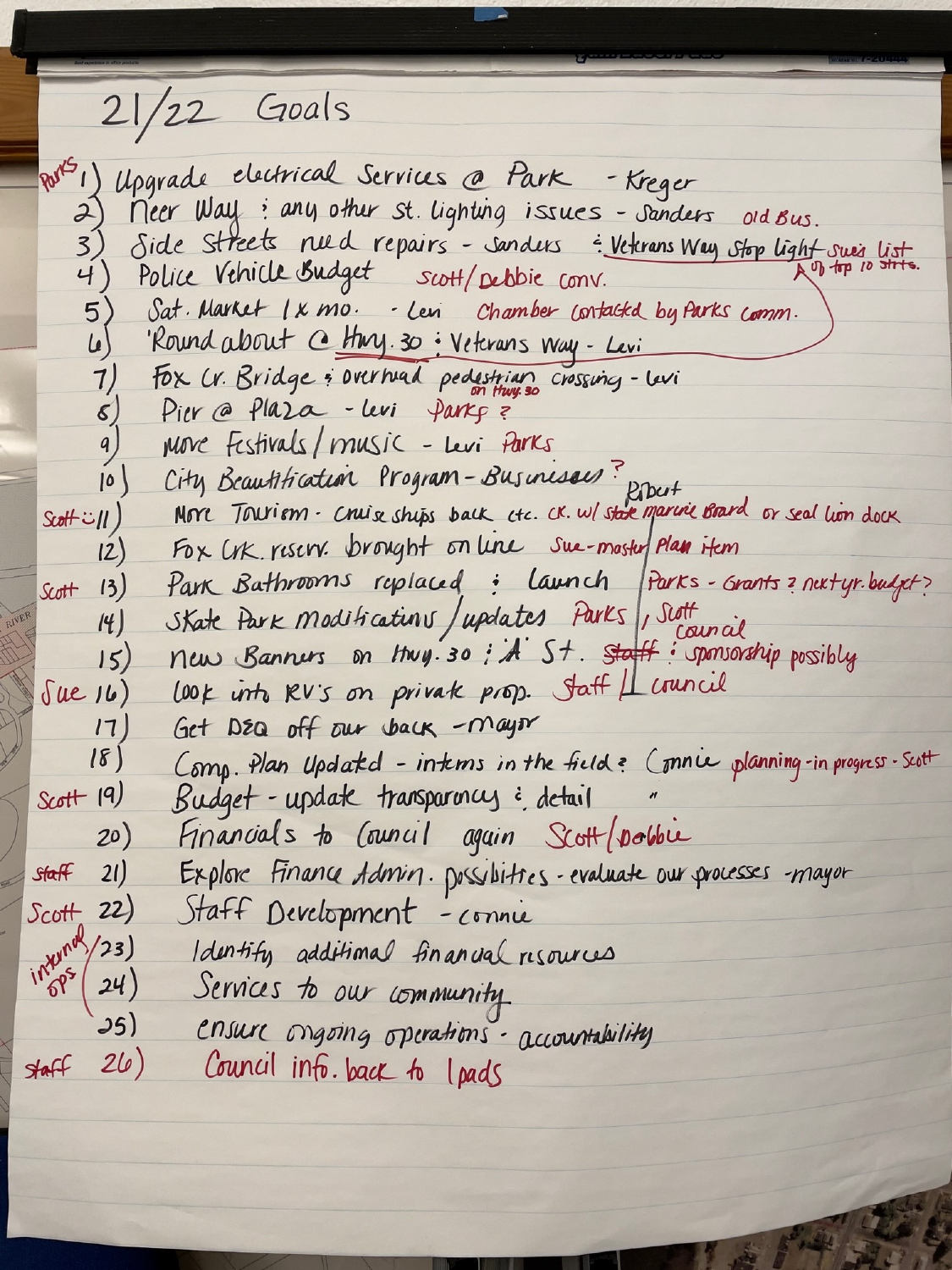# 21/22 Goals

1) Parks — Upgrade electrical Services @ Park - Kreger
2) Neer Way & any other st. lighting issues - Sanders old Bus.
3) Side Streets need repairs - Sanders & Vetrans Way Stop light Sue's list of top 10 strts.
4) Police Vehicle Budget Scott/Debbie conv.
5) Sat. Market 1x mo. - Levi Chamber contacted by Parks comm.
6) 'Round about @ Hwy. 30 & Veterans Way - Levi
7) Fox Cr. Bridge & overhead pedestrian crossing on Hwy. 30 - Levi
8) Pier @ Plaza - Levi Parks ?
9) More Festivals / music - Levi Parks
10) City Beautification Program - Businesses ?
11) Scott :) — More Tourism - cruise ships back etc. ck. w/ Robert state marine Board or seal lion dock
12) Fox Crk. reserv. brought on line Sue - master Plan item
13) Scott — Park Bathrooms replaced & Launch Parks - Grants ? next yr. budget ?
14) Skate Park modifications / updates Parks, Scott council
15) new Banners on Hwy. 30 & 'A' St. ~~staff~~ & sponsorship possibly
16) Sue — look into RV's on private prop. Staff / council
17) Get DEQ off our back - mayor
18) Comp. Plan Updated - interns in the field? Connie planning - in progress - Scott
19) Scott — Budget - update transparency & detail "
20) Financials to Council again Scott/Debbie
21) staff — Explore Finance Admin. possibilites - evaluate our processes - mayor
22) Scott — Staff Development - connie
23) internal ops — Identify additional financial resources
24) Services to our community
25) ensure ongoing operations - accountability
26) staff — Council info. back to Ipads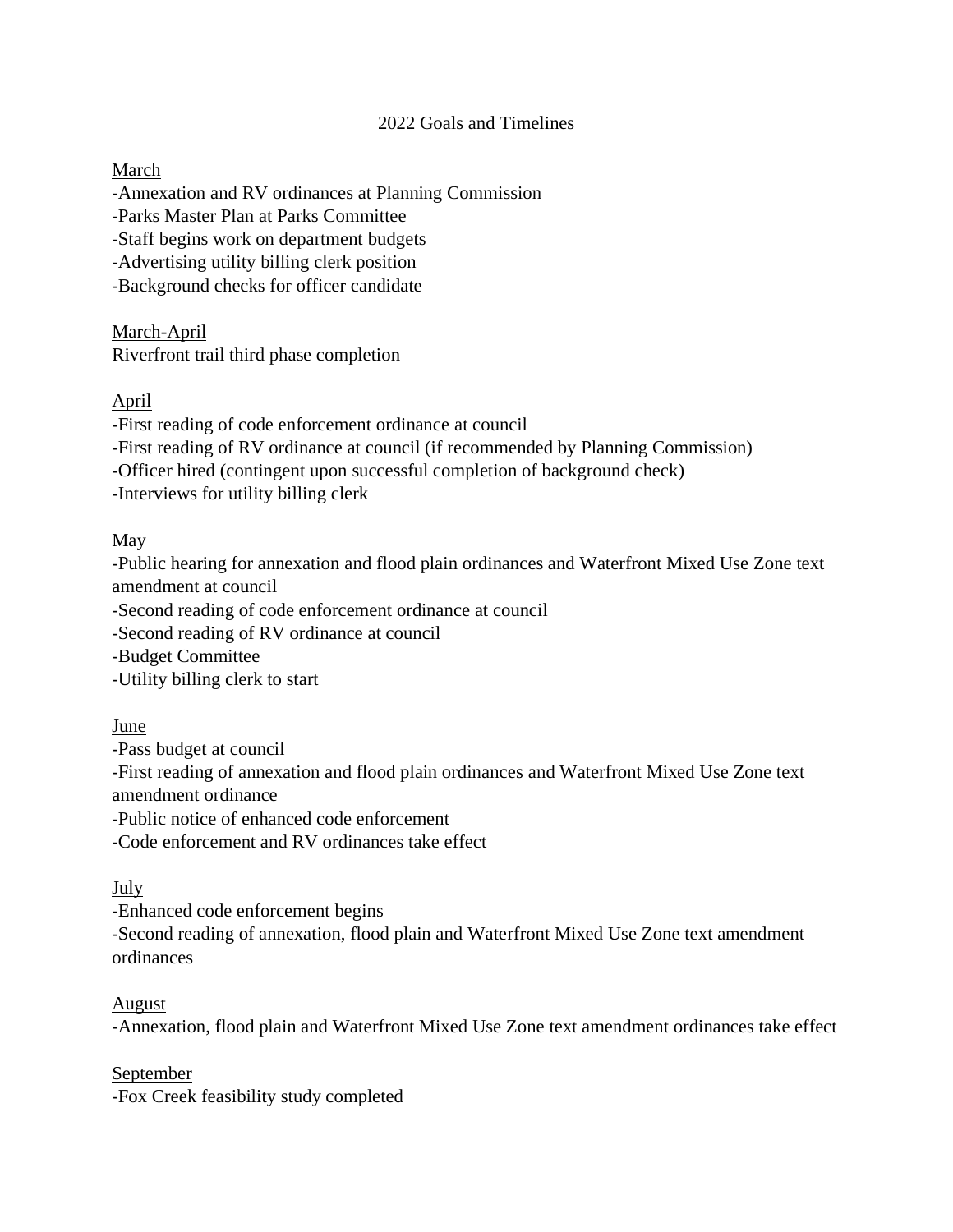# 2022 Goals and Timelines

<u>March</u>

-Annexation and RV ordinances at Planning Commission
-Parks Master Plan at Parks Committee
-Staff begins work on department budgets
-Advertising utility billing clerk position
-Background checks for officer candidate

<u>March-April</u>

Riverfront trail third phase completion

<u>April</u>

-First reading of code enforcement ordinance at council
-First reading of RV ordinance at council (if recommended by Planning Commission)
-Officer hired (contingent upon successful completion of background check)
-Interviews for utility billing clerk

<u>May</u>

-Public hearing for annexation and flood plain ordinances and Waterfront Mixed Use Zone text amendment at council
-Second reading of code enforcement ordinance at council
-Second reading of RV ordinance at council
-Budget Committee
-Utility billing clerk to start

<u>June</u>

-Pass budget at council
-First reading of annexation and flood plain ordinances and Waterfront Mixed Use Zone text amendment ordinance
-Public notice of enhanced code enforcement
-Code enforcement and RV ordinances take effect

<u>July</u>

-Enhanced code enforcement begins
-Second reading of annexation, flood plain and Waterfront Mixed Use Zone text amendment ordinances

<u>August</u>

-Annexation, flood plain and Waterfront Mixed Use Zone text amendment ordinances take effect

<u>September</u>

-Fox Creek feasibility study completed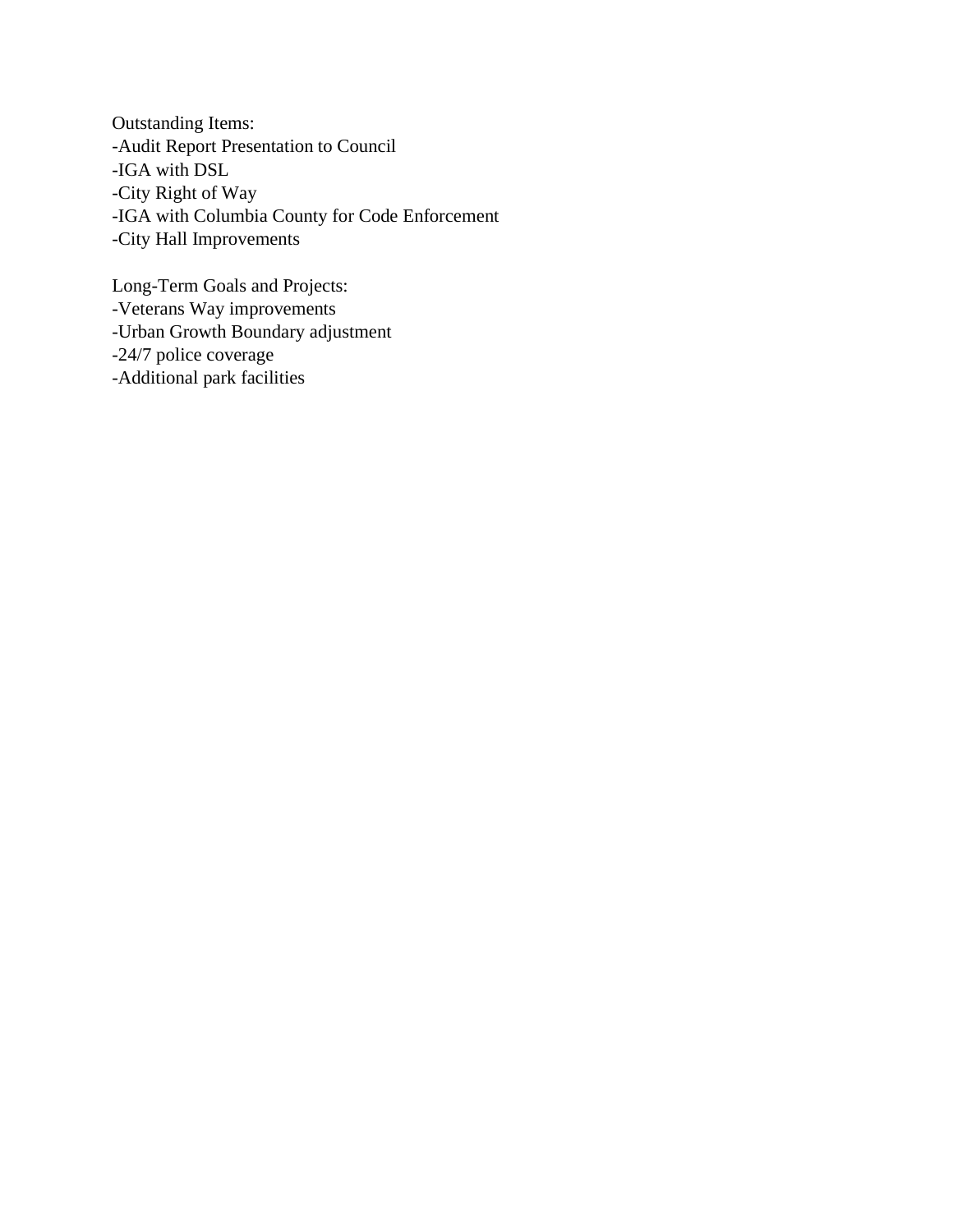Outstanding Items:
-Audit Report Presentation to Council
-IGA with DSL
-City Right of Way
-IGA with Columbia County for Code Enforcement
-City Hall Improvements

Long-Term Goals and Projects:
-Veterans Way improvements
-Urban Growth Boundary adjustment
-24/7 police coverage
-Additional park facilities